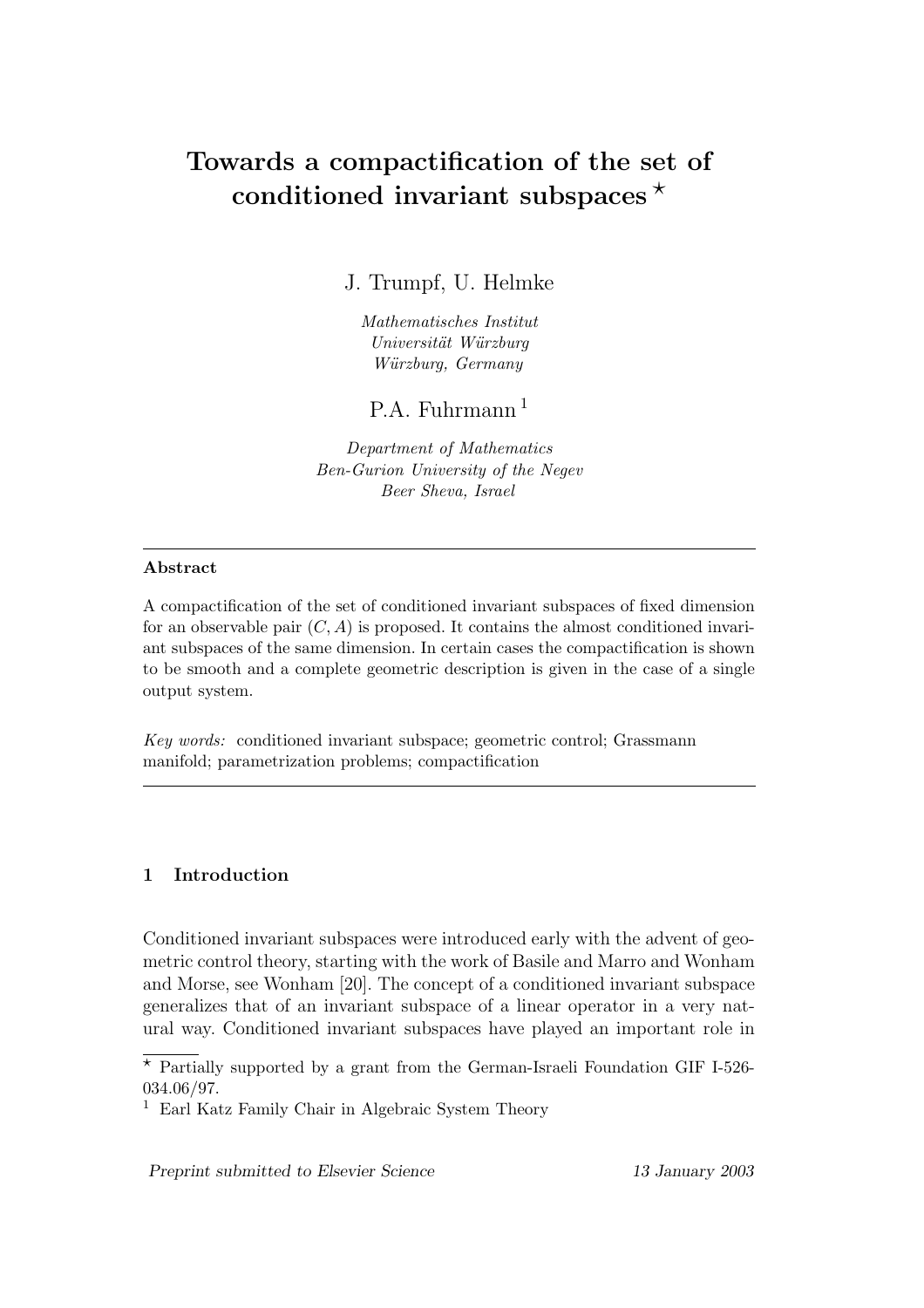# Towards a compactification of the set of conditioned invariant subspaces [⋆]

J. Trumpf, U. Helmke

*Mathematisches Institut*
*Universität Würzburg*
*Würzburg, Germany*

P.A. Fuhrmann [1]

*Department of Mathematics*
*Ben-Gurion University of the Negev*
*Beer Sheva, Israel*

---

**Abstract**

A compactification of the set of conditioned invariant subspaces of fixed dimension for an observable pair $(C, A)$ is proposed. It contains the almost conditioned invariant subspaces of the same dimension. In certain cases the compactification is shown to be smooth and a complete geometric description is given in the case of a single output system.

*Key words:* conditioned invariant subspace; geometric control; Grassmann manifold; parametrization problems; compactification

---

## 1 Introduction

Conditioned invariant subspaces were introduced early with the advent of geometric control theory, starting with the work of Basile and Marro and Wonham and Morse, see Wonham [20]. The concept of a conditioned invariant subspace generalizes that of an invariant subspace of a linear operator in a very natural way. Conditioned invariant subspaces have played an important role in

---

[⋆] Partially supported by a grant from the German-Israeli Foundation GIF I-526-034.06/97.

[1] Earl Katz Family Chair in Algebraic System Theory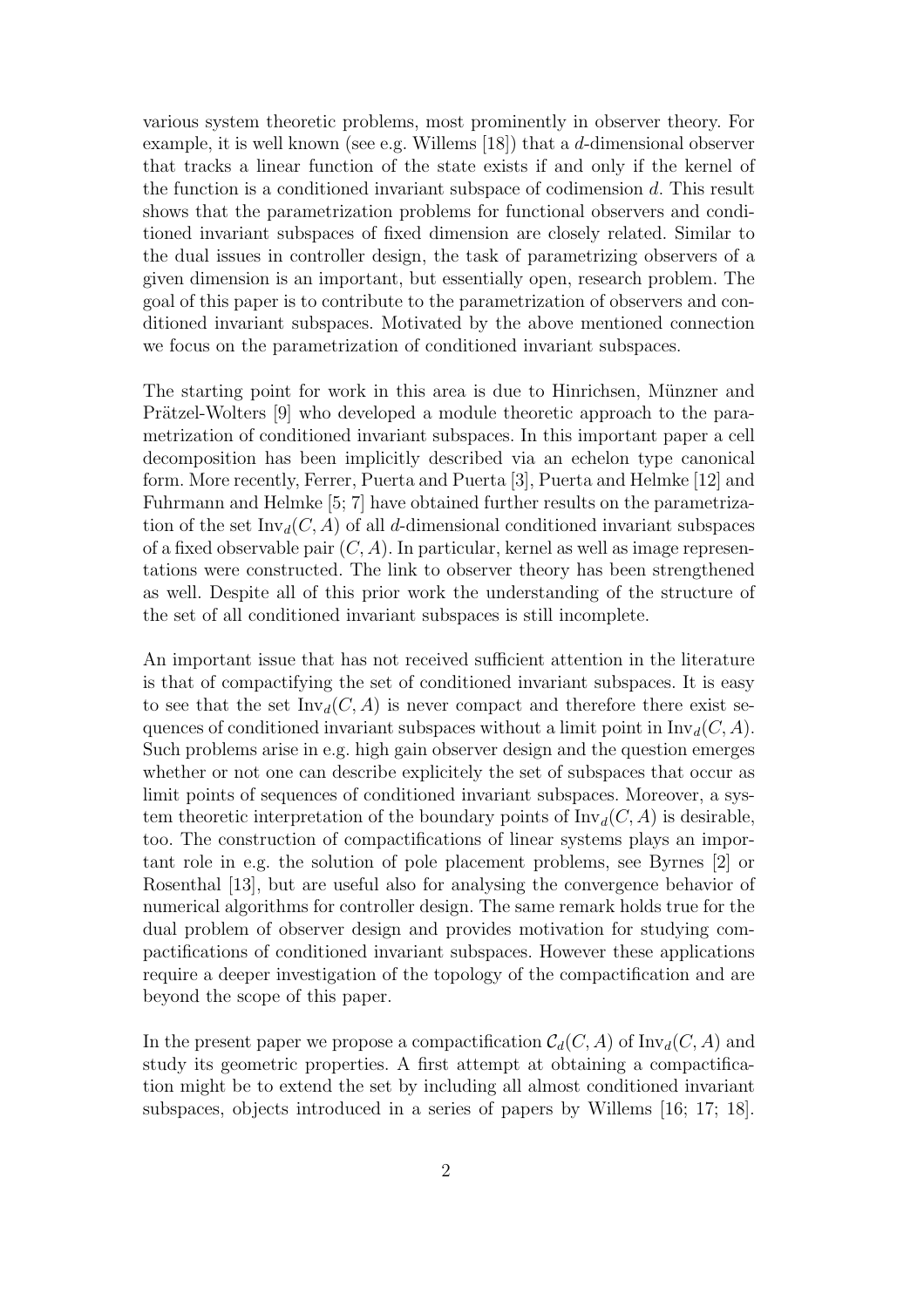various system theoretic problems, most prominently in observer theory. For example, it is well known (see e.g. Willems [18]) that a $d$-dimensional observer that tracks a linear function of the state exists if and only if the kernel of the function is a conditioned invariant subspace of codimension $d$. This result shows that the parametrization problems for functional observers and conditioned invariant subspaces of fixed dimension are closely related. Similar to the dual issues in controller design, the task of parametrizing observers of a given dimension is an important, but essentially open, research problem. The goal of this paper is to contribute to the parametrization of observers and conditioned invariant subspaces. Motivated by the above mentioned connection we focus on the parametrization of conditioned invariant subspaces.

The starting point for work in this area is due to Hinrichsen, Münzner and Prätzel-Wolters [9] who developed a module theoretic approach to the parametrization of conditioned invariant subspaces. In this important paper a cell decomposition has been implicitly described via an echelon type canonical form. More recently, Ferrer, Puerta and Puerta [3], Puerta and Helmke [12] and Fuhrmann and Helmke [5; 7] have obtained further results on the parametrization of the set $\mathrm{Inv}_d(C, A)$ of all $d$-dimensional conditioned invariant subspaces of a fixed observable pair $(C, A)$. In particular, kernel as well as image representations were constructed. The link to observer theory has been strengthened as well. Despite of all of this prior work the understanding of the structure of the set of all conditioned invariant subspaces is still incomplete.

An important issue that has not received sufficient attention in the literature is that of compactifying the set of conditioned invariant subspaces. It is easy to see that the set $\mathrm{Inv}_d(C, A)$ is never compact and therefore there exist sequences of conditioned invariant subspaces without a limit point in $\mathrm{Inv}_d(C, A)$. Such problems arise in e.g. high gain observer design and the question emerges whether or not one can describe explicitely the set of subspaces that occur as limit points of sequences of conditioned invariant subspaces. Moreover, a system theoretic interpretation of the boundary points of $\mathrm{Inv}_d(C, A)$ is desirable, too. The construction of compactifications of linear systems plays an important role in e.g. the solution of pole placement problems, see Byrnes [2] or Rosenthal [13], but are useful also for analysing the convergence behavior of numerical algorithms for controller design. The same remark holds true for the dual problem of observer design and provides motivation for studying compactifications of conditioned invariant subspaces. However these applications require a deeper investigation of the topology of the compactification and are beyond the scope of this paper.

In the present paper we propose a compactification $\mathcal{C}_d(C, A)$ of $\mathrm{Inv}_d(C, A)$ and study its geometric properties. A first attempt at obtaining a compactification might be to extend the set by including all almost conditioned invariant subspaces, objects introduced in a series of papers by Willems [16; 17; 18].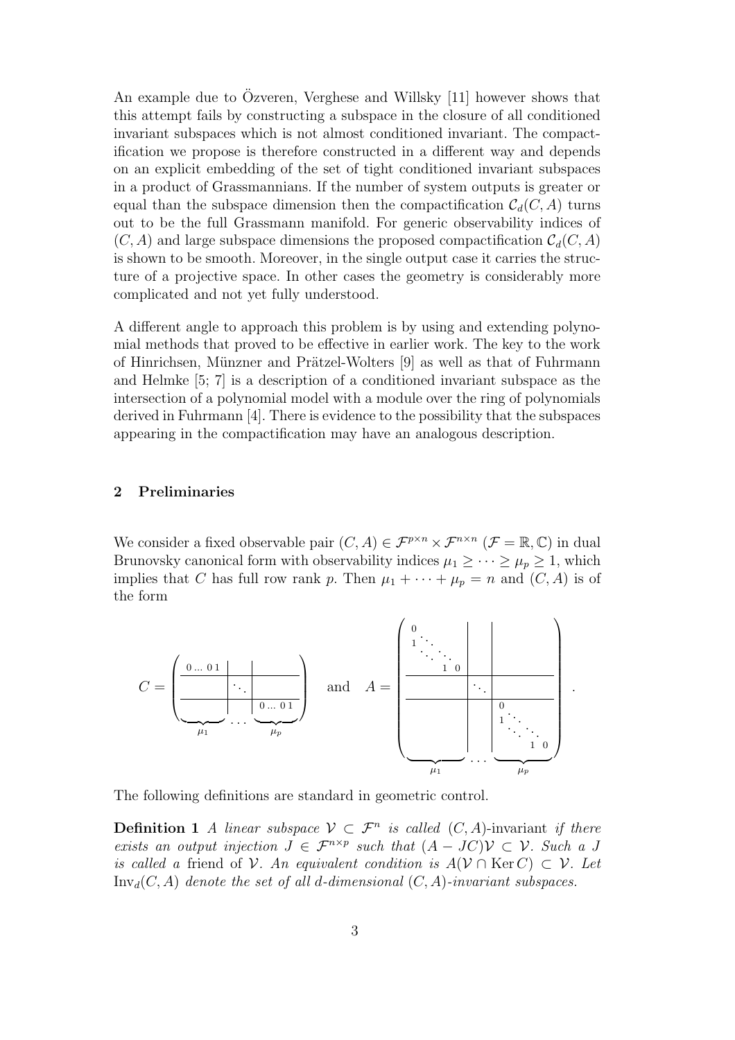An example due to Özveren, Verghese and Willsky [11] however shows that this attempt fails by constructing a subspace in the closure of all conditioned invariant subspaces which is not almost conditioned invariant. The compactification we propose is therefore constructed in a different way and depends on an explicit embedding of the set of tight conditioned invariant subspaces in a product of Grassmannians. If the number of system outputs is greater or equal than the subspace dimension then the compactification $\mathcal{C}_d(C, A)$ turns out to be the full Grassmann manifold. For generic observability indices of $(C, A)$ and large subspace dimensions the proposed compactification $\mathcal{C}_d(C, A)$ is shown to be smooth. Moreover, in the single output case it carries the structure of a projective space. In other cases the geometry is considerably more complicated and not yet fully understood.

A different angle to approach this problem is by using and extending polynomial methods that proved to be effective in earlier work. The key to the work of Hinrichsen, Münzner and Prätzel-Wolters [9] as well as that of Fuhrmann and Helmke [5; 7] is a description of a conditioned invariant subspace as the intersection of a polynomial model with a module over the ring of polynomials derived in Fuhrmann [4]. There is evidence to the possibility that the subspaces appearing in the compactification may have an analogous description.

## 2 Preliminaries

We consider a fixed observable pair $(C, A) \in \mathcal{F}^{p\times n} \times \mathcal{F}^{n\times n}$ ($\mathcal{F} = \mathbb{R}, \mathbb{C}$) in dual Brunovsky canonical form with observability indices $\mu_1 \geq \cdots \geq \mu_p \geq 1$, which implies that $C$ has full row rank $p$. Then $\mu_1 + \cdots + \mu_p = n$ and $(C, A)$ is of the form

$$
C = \left(\begin{array}{c|c|c} 0\ \ldots\ 0\ 1 & & \\ \hline & \ddots & \\ \hline & & 0\ \ldots\ 0\ 1 \end{array}\right)
\quad \text{and} \quad
A = \left(\begin{array}{c|c|c} \begin{matrix} 0 & & \\ 1 & \ddots & \\ & \ddots & \ddots \\ & & 1 \quad 0 \end{matrix} & & \\ \hline & \ddots & \\ \hline & & \begin{matrix} 0 & & \\ 1 & \ddots & \\ & \ddots & \ddots \\ & & 1 \quad 0 \end{matrix} \end{array}\right).
$$

with block column widths $\mu_1, \ldots, \mu_p$.

The following definitions are standard in geometric control.

**Definition 1** *A linear subspace $\mathcal{V} \subset \mathcal{F}^n$ is called $(C, A)$-*invariant *if there exists an output injection $J \in \mathcal{F}^{n\times p}$ such that $(A - JC)\mathcal{V} \subset \mathcal{V}$. Such a $J$ is called a* friend *of $\mathcal{V}$. An equivalent condition is $A(\mathcal{V} \cap \operatorname{Ker} C) \subset \mathcal{V}$. Let $\operatorname{Inv}_d(C, A)$ denote the set of all $d$-dimensional $(C, A)$-invariant subspaces.*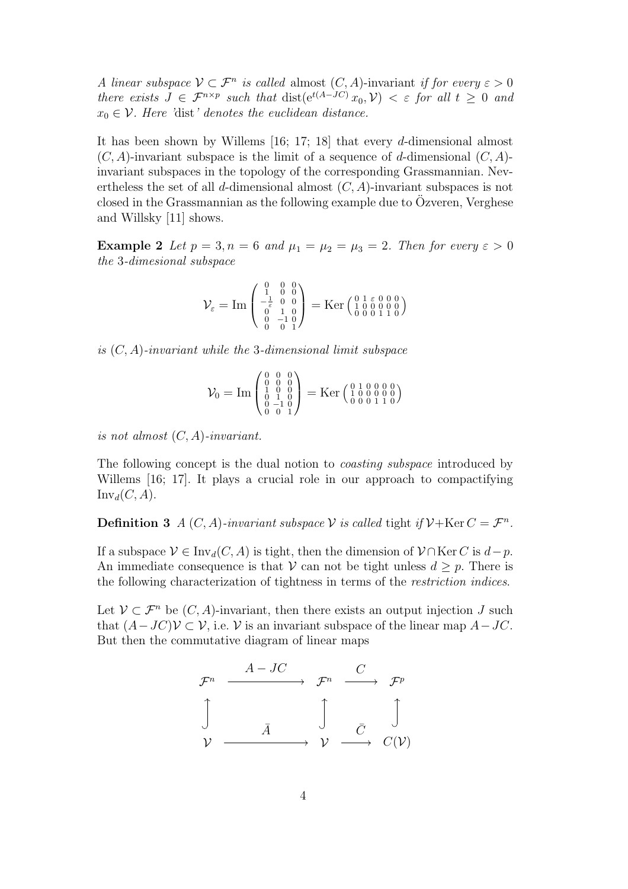*A linear subspace $\mathcal{V} \subset \mathcal{F}^n$ is called* almost $(C, A)$-invariant *if for every $\varepsilon > 0$ there exists $J \in \mathcal{F}^{n\times p}$ such that $\operatorname{dist}(\mathrm{e}^{t(A-JC)}\, x_0, \mathcal{V}) < \varepsilon$ for all $t \geq 0$ and $x_0 \in \mathcal{V}$. Here 'dist' denotes the euclidean distance.*

It has been shown by Willems [16; 17; 18] that every $d$-dimensional almost $(C, A)$-invariant subspace is the limit of a sequence of $d$-dimensional $(C, A)$-invariant subspaces in the topology of the corresponding Grassmannian. Nevertheless the set of all $d$-dimensional almost $(C, A)$-invariant subspaces is not closed in the Grassmannian as the following example due to Özveren, Verghese and Willsky [11] shows.

**Example 2** *Let $p = 3, n = 6$ and $\mu_1 = \mu_2 = \mu_3 = 2$. Then for every $\varepsilon > 0$ the 3-dimesional subspace*

$$\mathcal{V}_\varepsilon = \operatorname{Im}\begin{pmatrix} 0 & 0 & 0 \\ 1 & 0 & 0 \\ -\frac{1}{\varepsilon} & 0 & 0 \\ 0 & 1 & 0 \\ 0 & -1 & 0 \\ 0 & 0 & 1 \end{pmatrix} = \operatorname{Ker}\begin{pmatrix} 0 & 1 & \varepsilon & 0 & 0 & 0 \\ 1 & 0 & 0 & 0 & 0 & 0 \\ 0 & 0 & 0 & 1 & 1 & 0 \end{pmatrix}$$

*is $(C, A)$-invariant while the 3-dimensional limit subspace*

$$\mathcal{V}_0 = \operatorname{Im}\begin{pmatrix} 0 & 0 & 0 \\ 0 & 0 & 0 \\ 1 & 0 & 0 \\ 0 & 1 & 0 \\ 0 & -1 & 0 \\ 0 & 0 & 1 \end{pmatrix} = \operatorname{Ker}\begin{pmatrix} 0 & 1 & 0 & 0 & 0 & 0 \\ 1 & 0 & 0 & 0 & 0 & 0 \\ 0 & 0 & 0 & 1 & 1 & 0 \end{pmatrix}$$

*is not almost $(C, A)$-invariant.*

The following concept is the dual notion to *coasting subspace* introduced by Willems [16; 17]. It plays a crucial role in our approach to compactifying $\operatorname{Inv}_d(C, A)$.

**Definition 3** *A $(C, A)$-invariant subspace $\mathcal{V}$ is called* tight *if $\mathcal{V} + \operatorname{Ker} C = \mathcal{F}^n$.*

If a subspace $\mathcal{V} \in \operatorname{Inv}_d(C, A)$ is tight, then the dimension of $\mathcal{V} \cap \operatorname{Ker} C$ is $d - p$. An immediate consequence is that $\mathcal{V}$ can not be tight unless $d \geq p$. There is the following characterization of tightness in terms of the *restriction indices*.

Let $\mathcal{V} \subset \mathcal{F}^n$ be $(C, A)$-invariant, then there exists an output injection $J$ such that $(A - JC)\mathcal{V} \subset \mathcal{V}$, i.e. $\mathcal{V}$ is an invariant subspace of the linear map $A - JC$. But then the commutative diagram of linear maps

$$\begin{array}{ccccc}
\mathcal{F}^n & \xrightarrow{\quad A-JC \quad} & \mathcal{F}^n & \xrightarrow{\quad C \quad} & \mathcal{F}^p \\
\uparrow & & \uparrow & & \uparrow \\
\mathcal{V} & \xrightarrow{\quad \bar{A} \quad} & \mathcal{V} & \xrightarrow{\quad \bar{C} \quad} & C(\mathcal{V})
\end{array}$$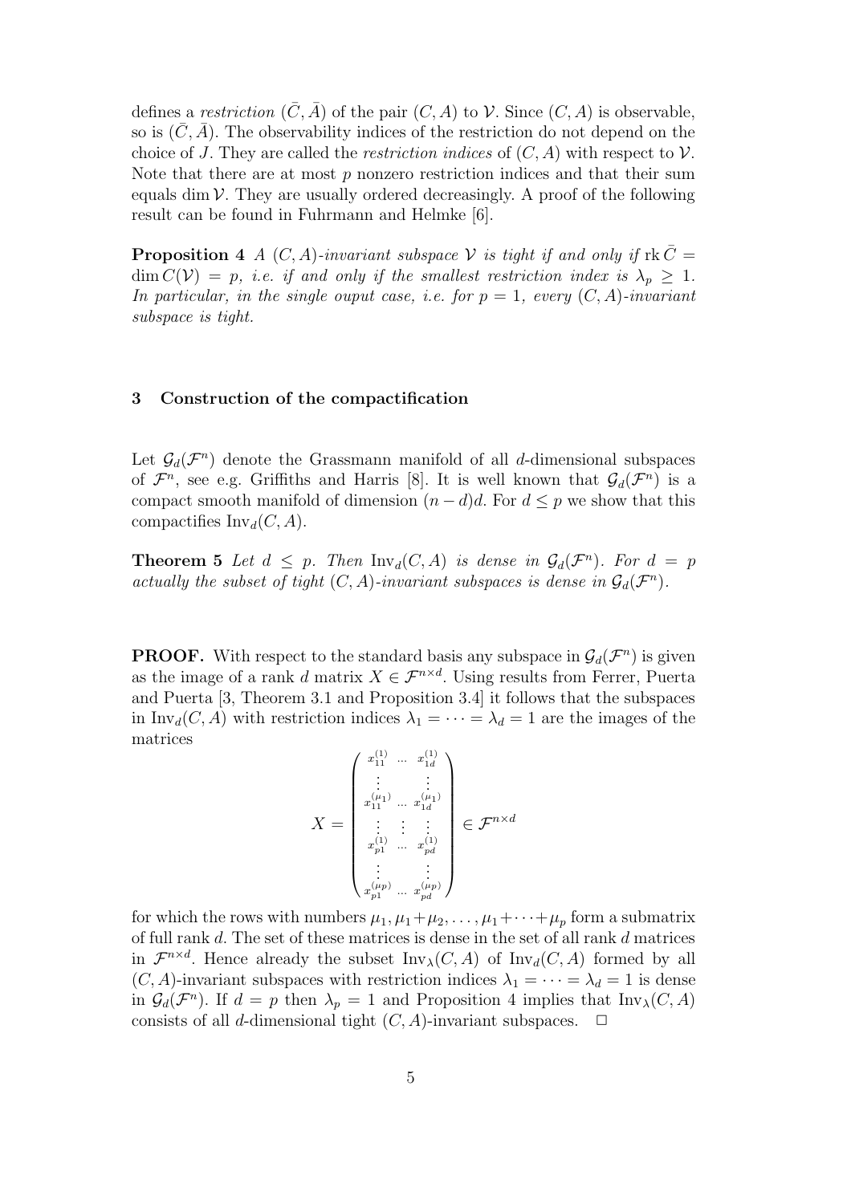defines a *restriction* $(\bar{C}, \bar{A})$ of the pair $(C, A)$ to $\mathcal{V}$. Since $(C, A)$ is observable, so is $(\bar{C}, \bar{A})$. The observability indices of the restriction do not depend on the choice of $J$. They are called the *restriction indices* of $(C, A)$ with respect to $\mathcal{V}$. Note that there are at most $p$ nonzero restriction indices and that their sum equals $\dim \mathcal{V}$. They are usually ordered decreasingly. A proof of the following result can be found in Fuhrmann and Helmke [6].

**Proposition 4** *A $(C, A)$-invariant subspace $\mathcal{V}$ is tight if and only if $\operatorname{rk} \bar{C} = \dim C(\mathcal{V}) = p$, i.e. if and only if the smallest restriction index is $\lambda_p \geq 1$. In particular, in the single ouput case, i.e. for $p = 1$, every $(C, A)$-invariant subspace is tight.*

## 3 Construction of the compactification

Let $\mathcal{G}_d(\mathcal{F}^n)$ denote the Grassmann manifold of all $d$-dimensional subspaces of $\mathcal{F}^n$, see e.g. Griffiths and Harris [8]. It is well known that $\mathcal{G}_d(\mathcal{F}^n)$ is a compact smooth manifold of dimension $(n-d)d$. For $d \leq p$ we show that this compactifies $\operatorname{Inv}_d(C, A)$.

**Theorem 5** *Let $d \leq p$. Then $\operatorname{Inv}_d(C, A)$ is dense in $\mathcal{G}_d(\mathcal{F}^n)$. For $d = p$ actually the subset of tight $(C, A)$-invariant subspaces is dense in $\mathcal{G}_d(\mathcal{F}^n)$.*

**PROOF.** With respect to the standard basis any subspace in $\mathcal{G}_d(\mathcal{F}^n)$ is given as the image of a rank $d$ matrix $X \in \mathcal{F}^{n \times d}$. Using results from Ferrer, Puerta and Puerta [3, Theorem 3.1 and Proposition 3.4] it follows that the subspaces in $\operatorname{Inv}_d(C, A)$ with restriction indices $\lambda_1 = \cdots = \lambda_d = 1$ are the images of the matrices

$$X = \begin{pmatrix} x_{11}^{(1)} & \dots & x_{1d}^{(1)} \\ \vdots & & \vdots \\ x_{11}^{(\mu_1)} & \dots & x_{1d}^{(\mu_1)} \\ \vdots & \vdots & \vdots \\ x_{p1}^{(1)} & \dots & x_{pd}^{(1)} \\ \vdots & & \vdots \\ x_{p1}^{(\mu_p)} & \dots & x_{pd}^{(\mu_p)} \end{pmatrix} \in \mathcal{F}^{n \times d}$$

for which the rows with numbers $\mu_1, \mu_1 + \mu_2, \ldots, \mu_1 + \cdots + \mu_p$ form a submatrix of full rank $d$. The set of these matrices is dense in the set of all rank $d$ matrices in $\mathcal{F}^{n \times d}$. Hence already the subset $\operatorname{Inv}_\lambda(C, A)$ of $\operatorname{Inv}_d(C, A)$ formed by all $(C, A)$-invariant subspaces with restriction indices $\lambda_1 = \cdots = \lambda_d = 1$ is dense in $\mathcal{G}_d(\mathcal{F}^n)$. If $d = p$ then $\lambda_p = 1$ and Proposition 4 implies that $\operatorname{Inv}_\lambda(C, A)$ consists of all $d$-dimensional tight $(C, A)$-invariant subspaces. $\square$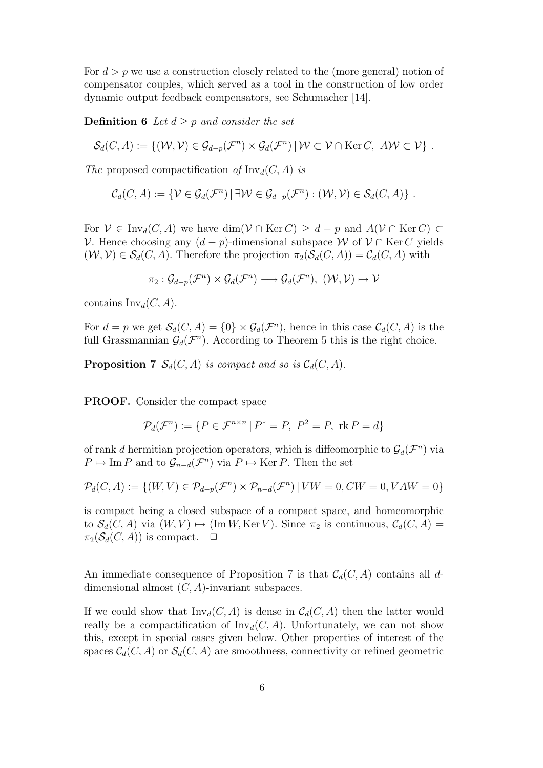For $d > p$ we use a construction closely related to the (more general) notion of compensator couples, which served as a tool in the construction of low order dynamic output feedback compensators, see Schumacher [14].

**Definition 6** *Let $d \geq p$ and consider the set*

$$\mathcal{S}_d(C, A) := \{(\mathcal{W}, \mathcal{V}) \in \mathcal{G}_{d-p}(\mathcal{F}^n) \times \mathcal{G}_d(\mathcal{F}^n) \,|\, \mathcal{W} \subset \mathcal{V} \cap \operatorname{Ker} C,\ A\mathcal{W} \subset \mathcal{V}\}\ .$$

*The* proposed compactification *of* $\operatorname{Inv}_d(C, A)$ *is*

$$\mathcal{C}_d(C, A) := \{\mathcal{V} \in \mathcal{G}_d(\mathcal{F}^n) \,|\, \exists \mathcal{W} \in \mathcal{G}_{d-p}(\mathcal{F}^n) : (\mathcal{W}, \mathcal{V}) \in \mathcal{S}_d(C, A)\}\ .$$

For $\mathcal{V} \in \operatorname{Inv}_d(C, A)$ we have $\dim(\mathcal{V} \cap \operatorname{Ker} C) \geq d - p$ and $A(\mathcal{V} \cap \operatorname{Ker} C) \subset \mathcal{V}$. Hence choosing any $(d-p)$-dimensional subspace $\mathcal{W}$ of $\mathcal{V} \cap \operatorname{Ker} C$ yields $(\mathcal{W}, \mathcal{V}) \in \mathcal{S}_d(C, A)$. Therefore the projection $\pi_2(\mathcal{S}_d(C, A)) = \mathcal{C}_d(C, A)$ with

$$\pi_2 : \mathcal{G}_{d-p}(\mathcal{F}^n) \times \mathcal{G}_d(\mathcal{F}^n) \longrightarrow \mathcal{G}_d(\mathcal{F}^n),\ (\mathcal{W}, \mathcal{V}) \mapsto \mathcal{V}$$

contains $\operatorname{Inv}_d(C, A)$.

For $d = p$ we get $\mathcal{S}_d(C, A) = \{0\} \times \mathcal{G}_d(\mathcal{F}^n)$, hence in this case $\mathcal{C}_d(C, A)$ is the full Grassmannian $\mathcal{G}_d(\mathcal{F}^n)$. According to Theorem 5 this is the right choice.

**Proposition 7** *$\mathcal{S}_d(C, A)$ is compact and so is $\mathcal{C}_d(C, A)$.*

**PROOF.** Consider the compact space

$$\mathcal{P}_d(\mathcal{F}^n) := \{P \in \mathcal{F}^{n \times n} \,|\, P^* = P,\ P^2 = P,\ \operatorname{rk} P = d\}$$

of rank $d$ hermitian projection operators, which is diffeomorphic to $\mathcal{G}_d(\mathcal{F}^n)$ via $P \mapsto \operatorname{Im} P$ and to $\mathcal{G}_{n-d}(\mathcal{F}^n)$ via $P \mapsto \operatorname{Ker} P$. Then the set

$$\mathcal{P}_d(C, A) := \{(W, V) \in \mathcal{P}_{d-p}(\mathcal{F}^n) \times \mathcal{P}_{n-d}(\mathcal{F}^n) \,|\, VW = 0, CW = 0, VAW = 0\}$$

is compact being a closed subspace of a compact space, and homeomorphic to $\mathcal{S}_d(C, A)$ via $(W, V) \mapsto (\operatorname{Im} W, \operatorname{Ker} V)$. Since $\pi_2$ is continuous, $\mathcal{C}_d(C, A) = \pi_2(\mathcal{S}_d(C, A))$ is compact. $\square$

An immediate consequence of Proposition 7 is that $\mathcal{C}_d(C, A)$ contains all $d$-dimensional almost $(C, A)$-invariant subspaces.

If we could show that $\operatorname{Inv}_d(C, A)$ is dense in $\mathcal{C}_d(C, A)$ then the latter would really be a compactification of $\operatorname{Inv}_d(C, A)$. Unfortunately, we can not show this, except in special cases given below. Other properties of interest of the spaces $\mathcal{C}_d(C, A)$ or $\mathcal{S}_d(C, A)$ are smoothness, connectivity or refined geometric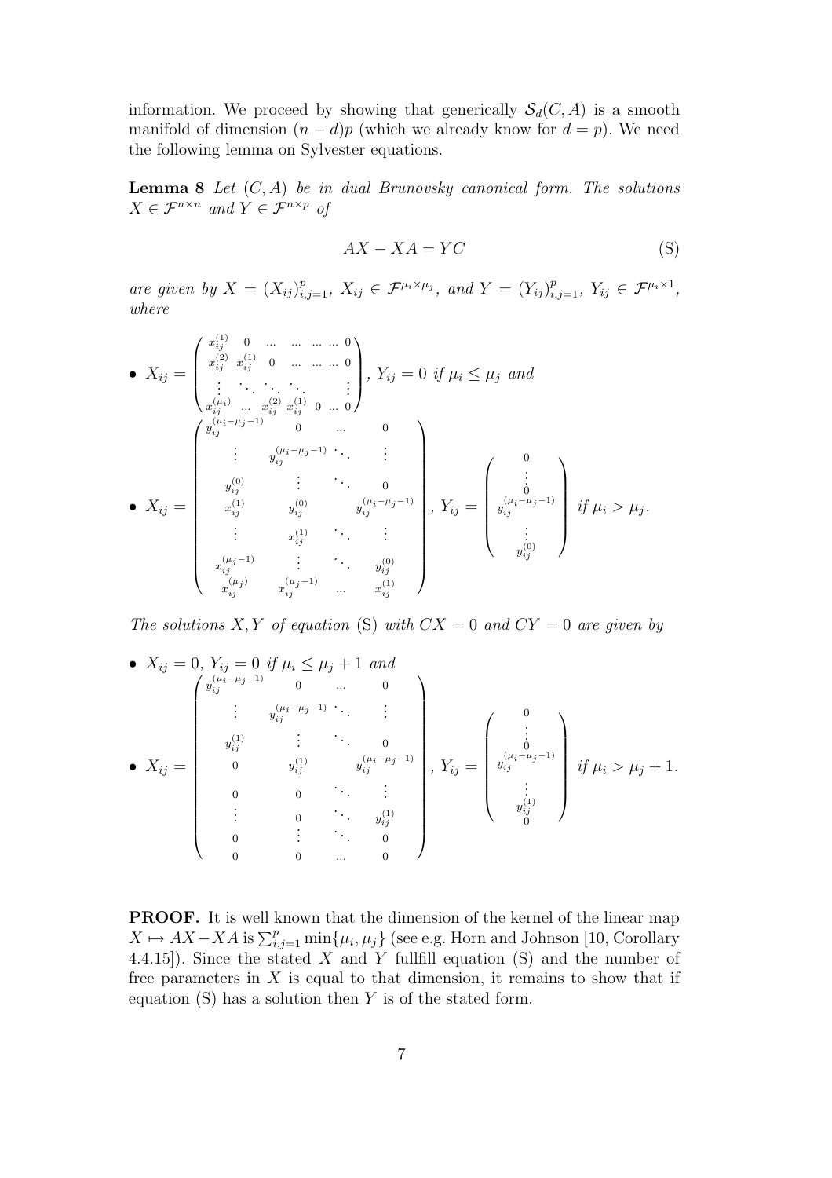information. We proceed by showing that generically $\mathcal{S}_d(C, A)$ is a smooth manifold of dimension $(n - d)p$ (which we already know for $d = p$). We need the following lemma on Sylvester equations.

**Lemma 8** *Let $(C, A)$ be in dual Brunovsky canonical form. The solutions $X \in \mathcal{F}^{n\times n}$ and $Y \in \mathcal{F}^{n\times p}$ of*

$$AX - XA = YC \tag{S}$$

*are given by $X = (X_{ij})_{i,j=1}^p$, $X_{ij} \in \mathcal{F}^{\mu_i\times\mu_j}$, and $Y = (Y_{ij})_{i,j=1}^p$, $Y_{ij} \in \mathcal{F}^{\mu_i\times 1}$, where*

- $X_{ij} = \begin{pmatrix} x_{ij}^{(1)} & 0 & \dots & \dots & \dots & \dots & 0 \\ x_{ij}^{(2)} & x_{ij}^{(1)} & 0 & \dots & \dots & \dots & 0 \\ \vdots & \ddots & \ddots & \ddots & & & \vdots \\ x_{ij}^{(\mu_i)} & \dots & x_{ij}^{(2)} & x_{ij}^{(1)} & 0 & \dots & 0 \end{pmatrix}$, $Y_{ij} = 0$ *if $\mu_i \le \mu_j$ and*

- $X_{ij} = \begin{pmatrix} y_{ij}^{(\mu_i-\mu_j-1)} & 0 & \dots & 0 \\ \vdots & y_{ij}^{(\mu_i-\mu_j-1)} & \ddots & \vdots \\ y_{ij}^{(0)} & \vdots & \ddots & 0 \\ x_{ij}^{(1)} & y_{ij}^{(0)} & & y_{ij}^{(\mu_i-\mu_j-1)} \\ \vdots & x_{ij}^{(1)} & \ddots & \vdots \\ x_{ij}^{(\mu_j-1)} & \vdots & \ddots & y_{ij}^{(0)} \\ x_{ij}^{(\mu_j)} & x_{ij}^{(\mu_j-1)} & \dots & x_{ij}^{(1)} \end{pmatrix}$, $Y_{ij} = \begin{pmatrix} 0 \\ \vdots \\ 0 \\ y_{ij}^{(\mu_i-\mu_j-1)} \\ \vdots \\ y_{ij}^{(0)} \end{pmatrix}$ *if $\mu_i > \mu_j$.*

*The solutions $X, Y$ of equation* (S) *with $CX = 0$ and $CY = 0$ are given by*

- $X_{ij} = 0$, $Y_{ij} = 0$ *if $\mu_i \le \mu_j + 1$ and*

- $X_{ij} = \begin{pmatrix} y_{ij}^{(\mu_i-\mu_j-1)} & 0 & \dots & 0 \\ \vdots & y_{ij}^{(\mu_i-\mu_j-1)} & \ddots & \vdots \\ y_{ij}^{(1)} & \vdots & \ddots & 0 \\ 0 & y_{ij}^{(1)} & & y_{ij}^{(\mu_i-\mu_j-1)} \\ 0 & 0 & \ddots & \vdots \\ \vdots & 0 & \ddots & y_{ij}^{(1)} \\ 0 & \vdots & \ddots & 0 \\ 0 & 0 & \dots & 0 \end{pmatrix}$, $Y_{ij} = \begin{pmatrix} 0 \\ \vdots \\ 0 \\ y_{ij}^{(\mu_i-\mu_j-1)} \\ \vdots \\ y_{ij}^{(1)} \\ 0 \end{pmatrix}$ *if $\mu_i > \mu_j + 1$.*

**PROOF.** It is well known that the dimension of the kernel of the linear map $X \mapsto AX - XA$ is $\sum_{i,j=1}^p \min\{\mu_i, \mu_j\}$ (see e.g. Horn and Johnson [10, Corollary 4.4.15]). Since the stated $X$ and $Y$ fullfill equation (S) and the number of free parameters in $X$ is equal to that dimension, it remains to show that if equation (S) has a solution then $Y$ is of the stated form.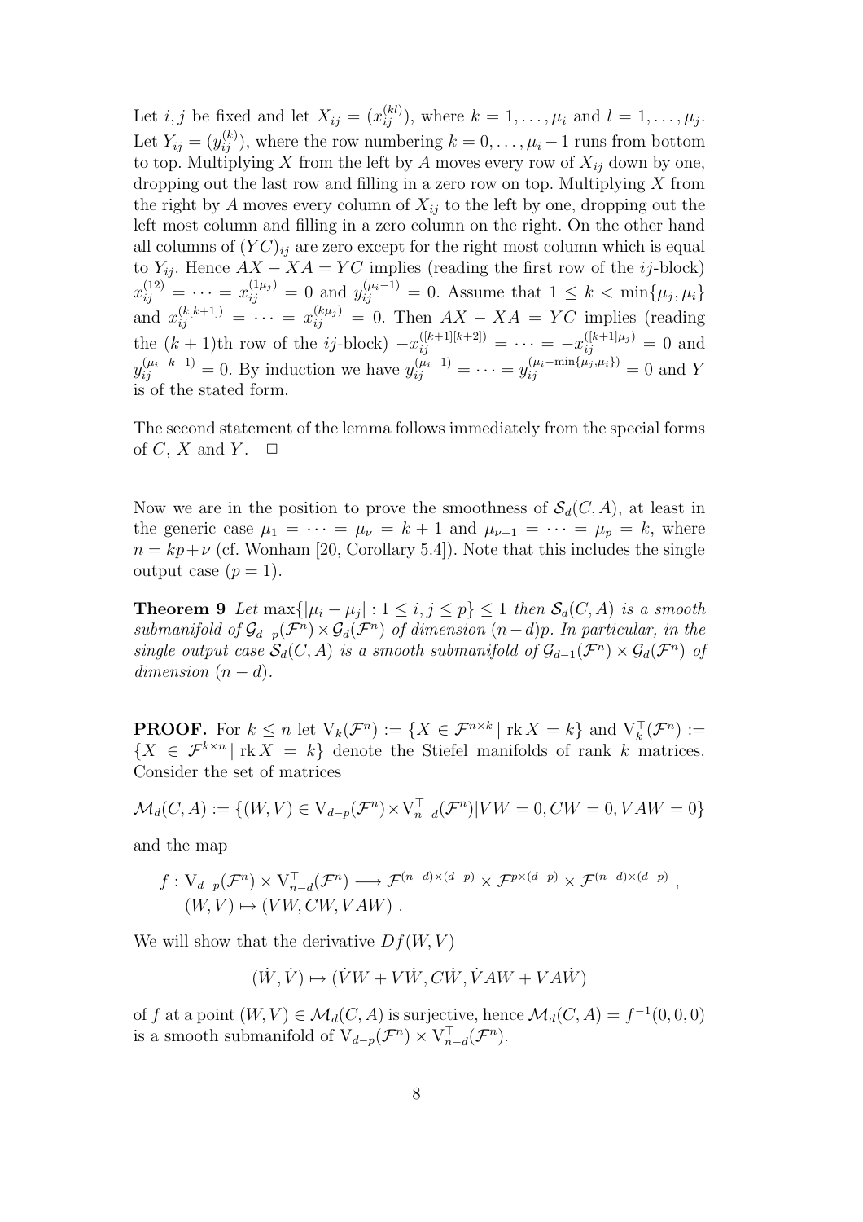Let $i, j$ be fixed and let $X_{ij} = (x_{ij}^{(kl)})$, where $k = 1, \ldots, \mu_i$ and $l = 1, \ldots, \mu_j$. Let $Y_{ij} = (y_{ij}^{(k)})$, where the row numbering $k = 0, \ldots, \mu_i - 1$ runs from bottom to top. Multiplying $X$ from the left by $A$ moves every row of $X_{ij}$ down by one, dropping out the last row and filling in a zero row on top. Multiplying $X$ from the right by $A$ moves every column of $X_{ij}$ to the left by one, dropping out the left most column and filling in a zero column on the right. On the other hand all columns of $(YC)_{ij}$ are zero except for the right most column which is equal to $Y_{ij}$. Hence $AX - XA = YC$ implies (reading the first row of the $ij$-block) $x_{ij}^{(12)} = \cdots = x_{ij}^{(1\mu_j)} = 0$ and $y_{ij}^{(\mu_i - 1)} = 0$. Assume that $1 \leq k < \min\{\mu_j, \mu_i\}$ and $x_{ij}^{(k[k+1])} = \cdots = x_{ij}^{(k\mu_j)} = 0$. Then $AX - XA = YC$ implies (reading the $(k+1)$th row of the $ij$-block) $-x_{ij}^{([k+1][k+2])} = \cdots = -x_{ij}^{([k+1]\mu_j)} = 0$ and $y_{ij}^{(\mu_i - k - 1)} = 0$. By induction we have $y_{ij}^{(\mu_i - 1)} = \cdots = y_{ij}^{(\mu_i - \min\{\mu_j, \mu_i\})} = 0$ and $Y$ is of the stated form.

The second statement of the lemma follows immediately from the special forms of $C$, $X$ and $Y$. $\square$

Now we are in the position to prove the smoothness of $\mathcal{S}_d(C, A)$, at least in the generic case $\mu_1 = \cdots = \mu_\nu = k + 1$ and $\mu_{\nu+1} = \cdots = \mu_p = k$, where $n = kp + \nu$ (cf. Wonham [20, Corollary 5.4]). Note that this includes the single output case ($p = 1$).

**Theorem 9** *Let $\max\{|\mu_i - \mu_j| : 1 \leq i, j \leq p\} \leq 1$ then $\mathcal{S}_d(C, A)$ is a smooth submanifold of $\mathcal{G}_{d-p}(\mathcal{F}^n) \times \mathcal{G}_d(\mathcal{F}^n)$ of dimension $(n-d)p$. In particular, in the single output case $\mathcal{S}_d(C, A)$ is a smooth submanifold of $\mathcal{G}_{d-1}(\mathcal{F}^n) \times \mathcal{G}_d(\mathcal{F}^n)$ of dimension $(n - d)$.*

**PROOF.** For $k \leq n$ let $\mathrm{V}_k(\mathcal{F}^n) := \{X \in \mathcal{F}^{n \times k} \mid \mathrm{rk}\, X = k\}$ and $\mathrm{V}_k^\top(\mathcal{F}^n) := \{X \in \mathcal{F}^{k \times n} \mid \mathrm{rk}\, X = k\}$ denote the Stiefel manifolds of rank $k$ matrices. Consider the set of matrices

$$\mathcal{M}_d(C, A) := \{(W, V) \in \mathrm{V}_{d-p}(\mathcal{F}^n) \times \mathrm{V}_{n-d}^\top(\mathcal{F}^n) | VW = 0, CW = 0, VAW = 0\}$$

and the map

$$f : \mathrm{V}_{d-p}(\mathcal{F}^n) \times \mathrm{V}_{n-d}^\top(\mathcal{F}^n) \longrightarrow \mathcal{F}^{(n-d)\times(d-p)} \times \mathcal{F}^{p\times(d-p)} \times \mathcal{F}^{(n-d)\times(d-p)}\,,$$
$$(W, V) \mapsto (VW, CW, VAW)\,.$$

We will show that the derivative $Df(W, V)$

$$(\dot{W}, \dot{V}) \mapsto (\dot{V}W + V\dot{W}, C\dot{W}, \dot{V}AW + VA\dot{W})$$

of $f$ at a point $(W, V) \in \mathcal{M}_d(C, A)$ is surjective, hence $\mathcal{M}_d(C, A) = f^{-1}(0, 0, 0)$ is a smooth submanifold of $\mathrm{V}_{d-p}(\mathcal{F}^n) \times \mathrm{V}_{n-d}^\top(\mathcal{F}^n)$.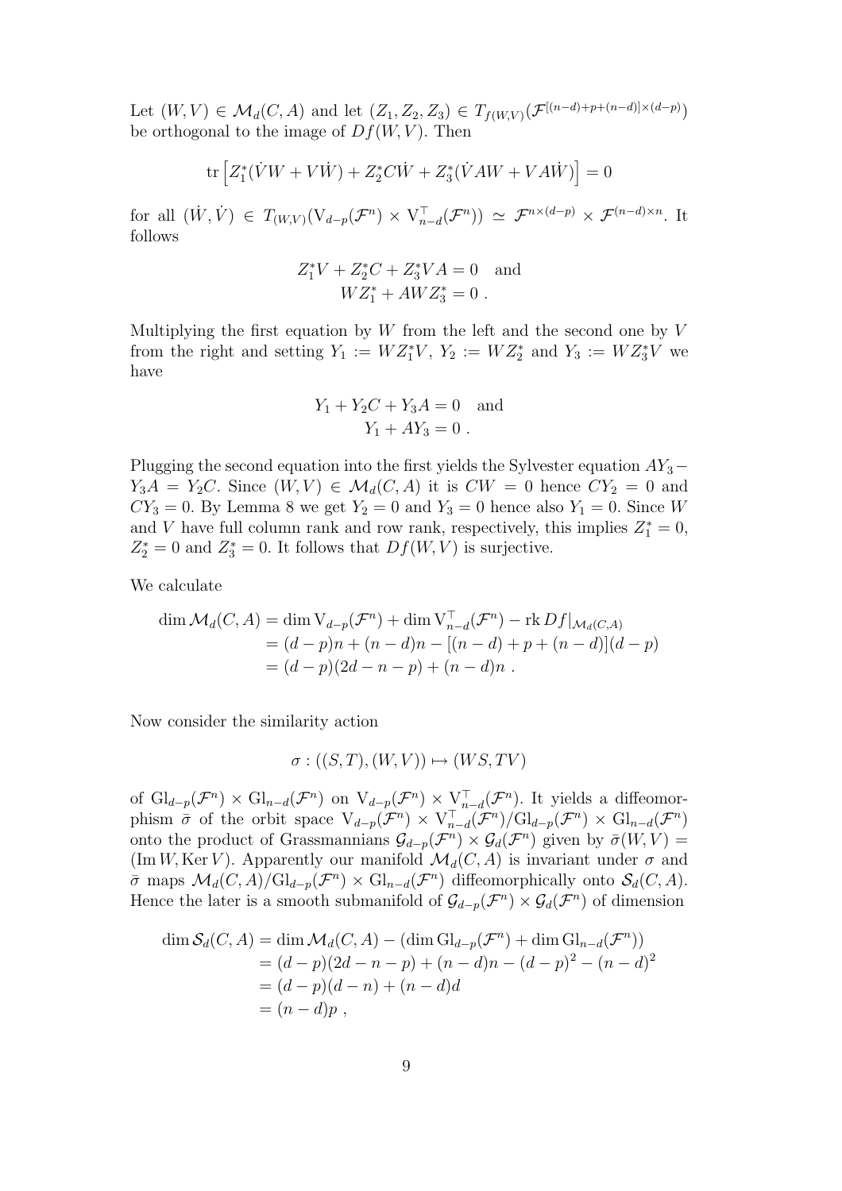Let $(W,V) \in \mathcal{M}_d(C,A)$ and let $(Z_1, Z_2, Z_3) \in T_{f(W,V)}(\mathcal{F}^{[(n-d)+p+(n-d)]\times(d-p)})$ be orthogonal to the image of $Df(W,V)$. Then

$$\operatorname{tr}\left[Z_1^*(\dot{V}W + V\dot{W}) + Z_2^* C\dot{W} + Z_3^*(\dot{V}AW + VA\dot{W})\right] = 0$$

for all $(\dot{W}, \dot{V}) \in T_{(W,V)}(\mathrm{V}_{d-p}(\mathcal{F}^n) \times \mathrm{V}_{n-d}^\top(\mathcal{F}^n)) \simeq \mathcal{F}^{n\times(d-p)} \times \mathcal{F}^{(n-d)\times n}$. It follows

$$Z_1^* V + Z_2^* C + Z_3^* VA = 0 \quad \text{and}$$
$$WZ_1^* + AWZ_3^* = 0 \; .$$

Multiplying the first equation by $W$ from the left and the second one by $V$ from the right and setting $Y_1 := WZ_1^*V$, $Y_2 := WZ_2^*$ and $Y_3 := WZ_3^*V$ we have

$$Y_1 + Y_2 C + Y_3 A = 0 \quad \text{and}$$
$$Y_1 + AY_3 = 0 \; .$$

Plugging the second equation into the first yields the Sylvester equation $AY_3 - Y_3 A = Y_2 C$. Since $(W,V) \in \mathcal{M}_d(C,A)$ it is $CW = 0$ hence $CY_2 = 0$ and $CY_3 = 0$. By Lemma 8 we get $Y_2 = 0$ and $Y_3 = 0$ hence also $Y_1 = 0$. Since $W$ and $V$ have full column rank and row rank, respectively, this implies $Z_1^* = 0$, $Z_2^* = 0$ and $Z_3^* = 0$. It follows that $Df(W,V)$ is surjective.

We calculate

$$\begin{aligned}
\dim \mathcal{M}_d(C,A) &= \dim \mathrm{V}_{d-p}(\mathcal{F}^n) + \dim \mathrm{V}_{n-d}^\top(\mathcal{F}^n) - \operatorname{rk} Df|_{\mathcal{M}_d(C,A)} \\
&= (d-p)n + (n-d)n - [(n-d) + p + (n-d)](d-p) \\
&= (d-p)(2d-n-p) + (n-d)n \; .
\end{aligned}$$

Now consider the similarity action

$$\sigma : ((S,T),(W,V)) \mapsto (WS, TV)$$

of $\mathrm{Gl}_{d-p}(\mathcal{F}^n) \times \mathrm{Gl}_{n-d}(\mathcal{F}^n)$ on $\mathrm{V}_{d-p}(\mathcal{F}^n) \times \mathrm{V}_{n-d}^\top(\mathcal{F}^n)$. It yields a diffeomorphism $\bar{\sigma}$ of the orbit space $\mathrm{V}_{d-p}(\mathcal{F}^n) \times \mathrm{V}_{n-d}^\top(\mathcal{F}^n)/\mathrm{Gl}_{d-p}(\mathcal{F}^n) \times \mathrm{Gl}_{n-d}(\mathcal{F}^n)$ onto the product of Grassmannians $\mathcal{G}_{d-p}(\mathcal{F}^n) \times \mathcal{G}_d(\mathcal{F}^n)$ given by $\bar{\sigma}(W,V) = (\operatorname{Im} W, \operatorname{Ker} V)$. Apparently our manifold $\mathcal{M}_d(C,A)$ is invariant under $\sigma$ and $\bar{\sigma}$ maps $\mathcal{M}_d(C,A)/\mathrm{Gl}_{d-p}(\mathcal{F}^n) \times \mathrm{Gl}_{n-d}(\mathcal{F}^n)$ diffeomorphically onto $\mathcal{S}_d(C,A)$. Hence the later is a smooth submanifold of $\mathcal{G}_{d-p}(\mathcal{F}^n) \times \mathcal{G}_d(\mathcal{F}^n)$ of dimension

$$\begin{aligned}
\dim \mathcal{S}_d(C,A) &= \dim \mathcal{M}_d(C,A) - (\dim \mathrm{Gl}_{d-p}(\mathcal{F}^n) + \dim \mathrm{Gl}_{n-d}(\mathcal{F}^n)) \\
&= (d-p)(2d-n-p) + (n-d)n - (d-p)^2 - (n-d)^2 \\
&= (d-p)(d-n) + (n-d)d \\
&= (n-d)p \; ,
\end{aligned}$$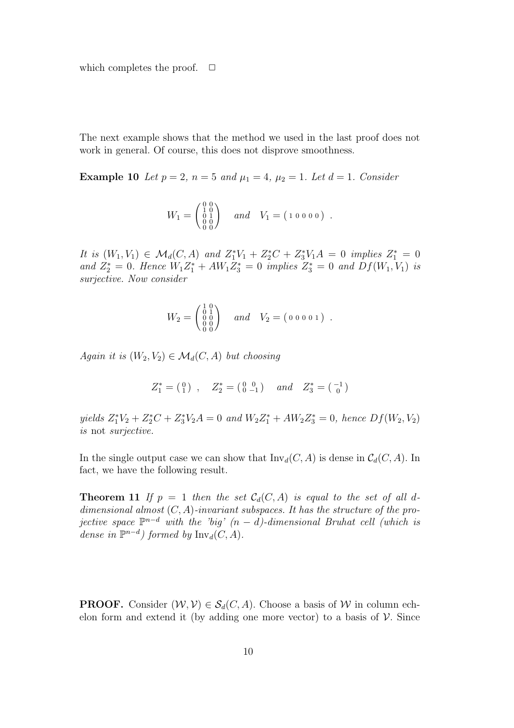which completes the proof. $\square$

The next example shows that the method we used in the last proof does not work in general. Of course, this does not disprove smoothness.

**Example 10** *Let $p = 2$, $n = 5$ and $\mu_1 = 4$, $\mu_2 = 1$. Let $d = 1$. Consider*

$$W_1 = \begin{pmatrix} 0 & 0 \\ 1 & 0 \\ 0 & 1 \\ 0 & 0 \\ 0 & 0 \end{pmatrix} \quad and \quad V_1 = \begin{pmatrix} 1 & 0 & 0 & 0 & 0 \end{pmatrix} .$$

*It is $(W_1, V_1) \in \mathcal{M}_d(C, A)$ and $Z_1^* V_1 + Z_2^* C + Z_3^* V_1 A = 0$ implies $Z_1^* = 0$ and $Z_2^* = 0$. Hence $W_1 Z_1^* + A W_1 Z_3^* = 0$ implies $Z_3^* = 0$ and $Df(W_1, V_1)$ is surjective. Now consider*

$$W_2 = \begin{pmatrix} 1 & 0 \\ 0 & 1 \\ 0 & 0 \\ 0 & 0 \\ 0 & 0 \end{pmatrix} \quad and \quad V_2 = \begin{pmatrix} 0 & 0 & 0 & 0 & 1 \end{pmatrix} .$$

*Again it is $(W_2, V_2) \in \mathcal{M}_d(C, A)$ but choosing*

$$Z_1^* = \begin{pmatrix} 0 \\ 1 \end{pmatrix} , \quad Z_2^* = \begin{pmatrix} 0 & 0 \\ 0 & -1 \end{pmatrix} \quad and \quad Z_3^* = \begin{pmatrix} -1 \\ 0 \end{pmatrix}$$

*yields $Z_1^* V_2 + Z_2^* C + Z_3^* V_2 A = 0$ and $W_2 Z_1^* + A W_2 Z_3^* = 0$, hence $Df(W_2, V_2)$ is* not *surjective.*

In the single output case we can show that $\mathrm{Inv}_d(C, A)$ is dense in $\mathcal{C}_d(C, A)$. In fact, we have the following result.

**Theorem 11** *If $p = 1$ then the set $\mathcal{C}_d(C, A)$ is equal to the set of all $d$-dimensional almost $(C, A)$-invariant subspaces. It has the structure of the projective space $\mathbb{P}^{n-d}$ with the 'big' $(n - d)$-dimensional Bruhat cell (which is dense in $\mathbb{P}^{n-d}$) formed by $\mathrm{Inv}_d(C, A)$.*

**PROOF.** Consider $(\mathcal{W}, \mathcal{V}) \in \mathcal{S}_d(C, A)$. Choose a basis of $\mathcal{W}$ in column echelon form and extend it (by adding one more vector) to a basis of $\mathcal{V}$. Since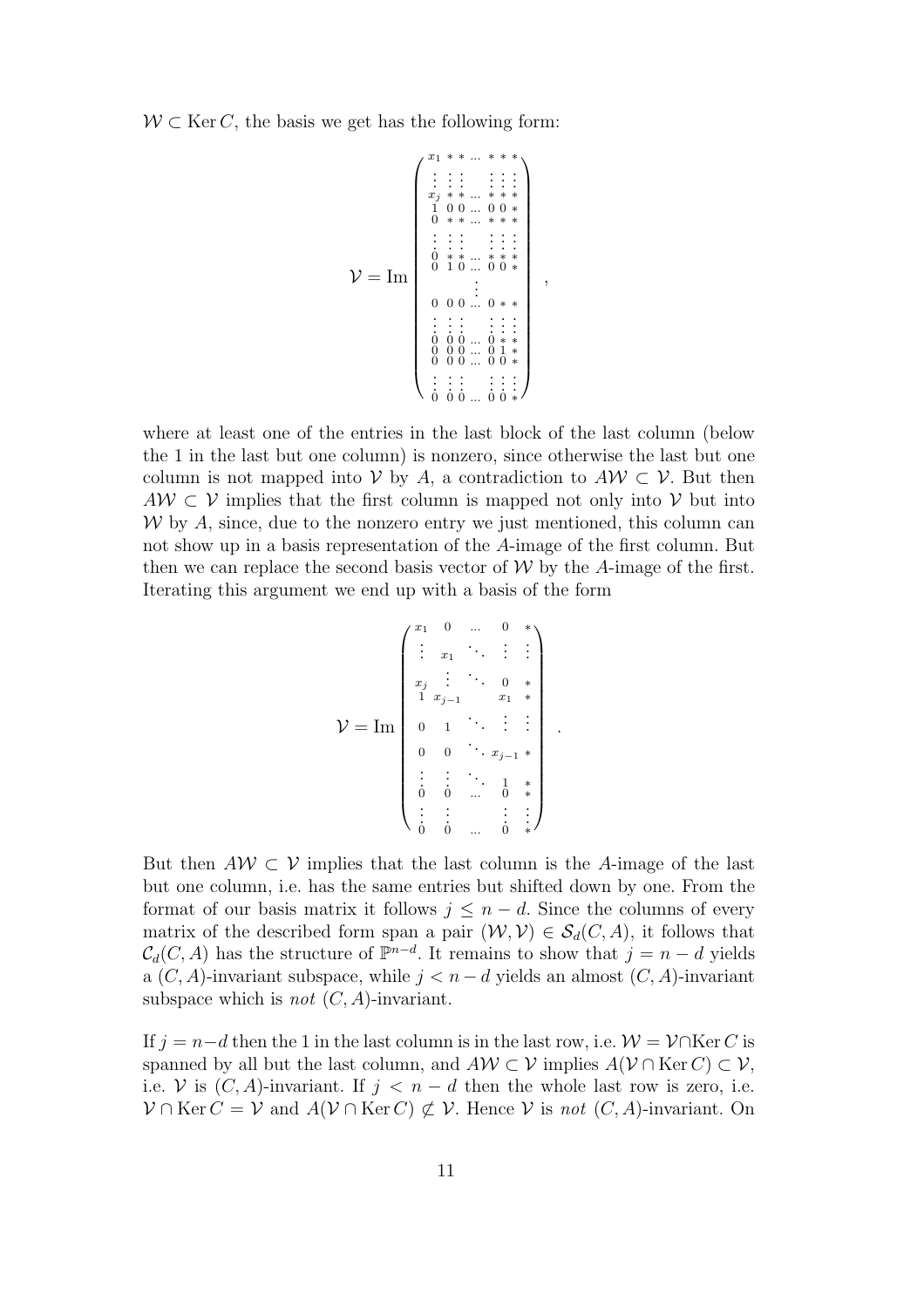$\mathcal{W} \subset \operatorname{Ker} C$, the basis we get has the following form:

$$
\mathcal{V} = \operatorname{Im} \begin{pmatrix}
x_1 & * & * & \dots & * & * & * \\
\vdots & \vdots & \vdots & & \vdots & \vdots & \vdots \\
x_j & * & * & \dots & * & * & * \\
1 & 0 & 0 & \dots & 0 & 0 & * \\
0 & * & * & \dots & * & * & * \\
\vdots & \vdots & \vdots & & \vdots & \vdots & \vdots \\
0 & * & * & \dots & * & * & * \\
0 & 1 & 0 & \dots & 0 & 0 & * \\
 & & & \vdots & & & \\
0 & 0 & 0 & \dots & 0 & * & * \\
\vdots & \vdots & \vdots & & \vdots & \vdots & \vdots \\
0 & 0 & 0 & \dots & 0 & * & * \\
0 & 0 & 0 & \dots & 0 & 1 & * \\
0 & 0 & 0 & \dots & 0 & 0 & * \\
\vdots & \vdots & \vdots & & \vdots & \vdots & \vdots \\
0 & 0 & 0 & \dots & 0 & 0 & *
\end{pmatrix},
$$

where at least one of the entries in the last block of the last column (below the 1 in the last but one column) is nonzero, since otherwise the last but one column is not mapped into $\mathcal{V}$ by $A$, a contradiction to $A\mathcal{W} \subset \mathcal{V}$. But then $A\mathcal{W} \subset \mathcal{V}$ implies that the first column is mapped not only into $\mathcal{V}$ but into $\mathcal{W}$ by $A$, since, due to the nonzero entry we just mentioned, this column can not show up in a basis representation of the $A$-image of the first column. But then we can replace the second basis vector of $\mathcal{W}$ by the $A$-image of the first. Iterating this argument we end up with a basis of the form

$$
\mathcal{V} = \operatorname{Im} \begin{pmatrix}
x_1 & 0 & \dots & 0 & * \\
\vdots & x_1 & \ddots & \vdots & \vdots \\
x_j & \vdots & \ddots & 0 & * \\
1 & x_{j-1} & & x_1 & * \\
0 & 1 & \ddots & \vdots & \vdots \\
0 & 0 & \ddots & x_{j-1} & * \\
\vdots & \vdots & \ddots & 1 & * \\
0 & 0 & \dots & 0 & * \\
\vdots & \vdots & & \vdots & \vdots \\
0 & 0 & \dots & 0 & *
\end{pmatrix}.
$$

But then $A\mathcal{W} \subset \mathcal{V}$ implies that the last column is the $A$-image of the last but one column, i.e. has the same entries but shifted down by one. From the format of our basis matrix it follows $j \leq n - d$. Since the columns of every matrix of the described form span a pair $(\mathcal{W}, \mathcal{V}) \in \mathcal{S}_d(C, A)$, it follows that $\mathcal{C}_d(C, A)$ has the structure of $\mathbb{P}^{n-d}$. It remains to show that $j = n - d$ yields a $(C, A)$-invariant subspace, while $j < n - d$ yields an almost $(C, A)$-invariant subspace which is *not* $(C, A)$-invariant.

If $j = n-d$ then the 1 in the last column is in the last row, i.e. $\mathcal{W} = \mathcal{V} \cap \operatorname{Ker} C$ is spanned by all but the last column, and $A\mathcal{W} \subset \mathcal{V}$ implies $A(\mathcal{V} \cap \operatorname{Ker} C) \subset \mathcal{V}$, i.e. $\mathcal{V}$ is $(C, A)$-invariant. If $j < n - d$ then the whole last row is zero, i.e. $\mathcal{V} \cap \operatorname{Ker} C = \mathcal{V}$ and $A(\mathcal{V} \cap \operatorname{Ker} C) \not\subset \mathcal{V}$. Hence $\mathcal{V}$ is *not* $(C, A)$-invariant. On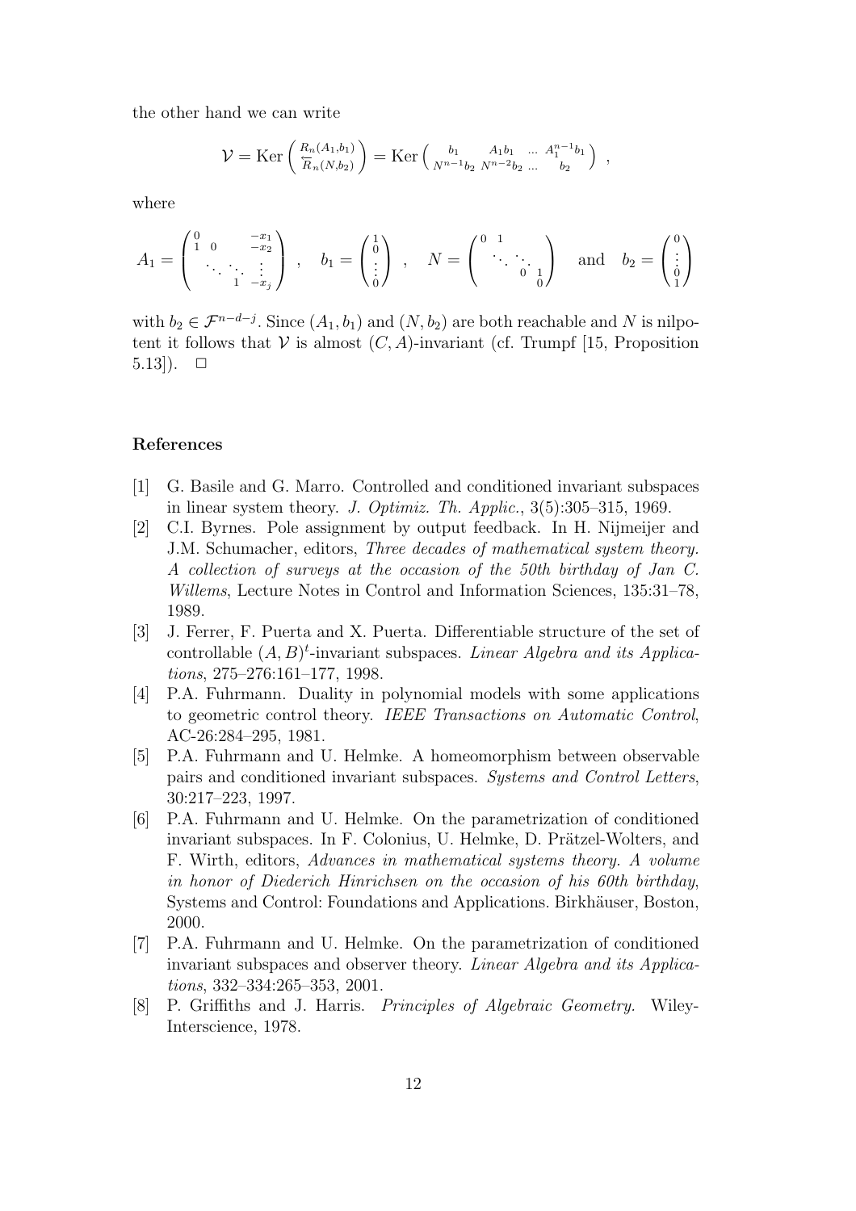the other hand we can write

$$\mathcal{V} = \mathrm{Ker} \begin{pmatrix} R_n(A_1,b_1) \\ \overleftarrow{R}_n(N,b_2) \end{pmatrix} = \mathrm{Ker} \begin{pmatrix} b_1 & A_1 b_1 & \dots & A_1^{n-1} b_1 \\ N^{n-1} b_2 & N^{n-2} b_2 & \dots & b_2 \end{pmatrix} ,$$

where

$$A_1 = \begin{pmatrix} 0 & & & -x_1 \\ 1 & 0 & & -x_2 \\ & \ddots & \ddots & \vdots \\ & & 1 & -x_j \end{pmatrix} \quad , \quad b_1 = \begin{pmatrix} 1 \\ 0 \\ \vdots \\ 0 \end{pmatrix} \quad , \quad N = \begin{pmatrix} 0 & 1 & & \\ & \ddots & \ddots & \\ & & 0 & 1 \\ & & & 0 \end{pmatrix} \quad \text{and} \quad b_2 = \begin{pmatrix} 0 \\ \vdots \\ 0 \\ 1 \end{pmatrix}$$

with $b_2 \in \mathcal{F}^{n-d-j}$. Since $(A_1, b_1)$ and $(N, b_2)$ are both reachable and $N$ is nilpotent it follows that $\mathcal{V}$ is almost $(C, A)$-invariant (cf. Trumpf [15, Proposition 5.13]). $\square$

### References

[1] G. Basile and G. Marro. Controlled and conditioned invariant subspaces in linear system theory. *J. Optimiz. Th. Applic.*, 3(5):305–315, 1969.

[2] C.I. Byrnes. Pole assignment by output feedback. In H. Nijmeijer and J.M. Schumacher, editors, *Three decades of mathematical system theory. A collection of surveys at the occasion of the 50th birthday of Jan C. Willems*, Lecture Notes in Control and Information Sciences, 135:31–78, 1989.

[3] J. Ferrer, F. Puerta and X. Puerta. Differentiable structure of the set of controllable $(A, B)^t$-invariant subspaces. *Linear Algebra and its Applications*, 275–276:161–177, 1998.

[4] P.A. Fuhrmann. Duality in polynomial models with some applications to geometric control theory. *IEEE Transactions on Automatic Control*, AC-26:284–295, 1981.

[5] P.A. Fuhrmann and U. Helmke. A homeomorphism between observable pairs and conditioned invariant subspaces. *Systems and Control Letters*, 30:217–223, 1997.

[6] P.A. Fuhrmann and U. Helmke. On the parametrization of conditioned invariant subspaces. In F. Colonius, U. Helmke, D. Prätzel-Wolters, and F. Wirth, editors, *Advances in mathematical systems theory. A volume in honor of Diederich Hinrichsen on the occasion of his 60th birthday*, Systems and Control: Foundations and Applications. Birkhäuser, Boston, 2000.

[7] P.A. Fuhrmann and U. Helmke. On the parametrization of conditioned invariant subspaces and observer theory. *Linear Algebra and its Applications*, 332–334:265–353, 2001.

[8] P. Griffiths and J. Harris. *Principles of Algebraic Geometry.* Wiley-Interscience, 1978.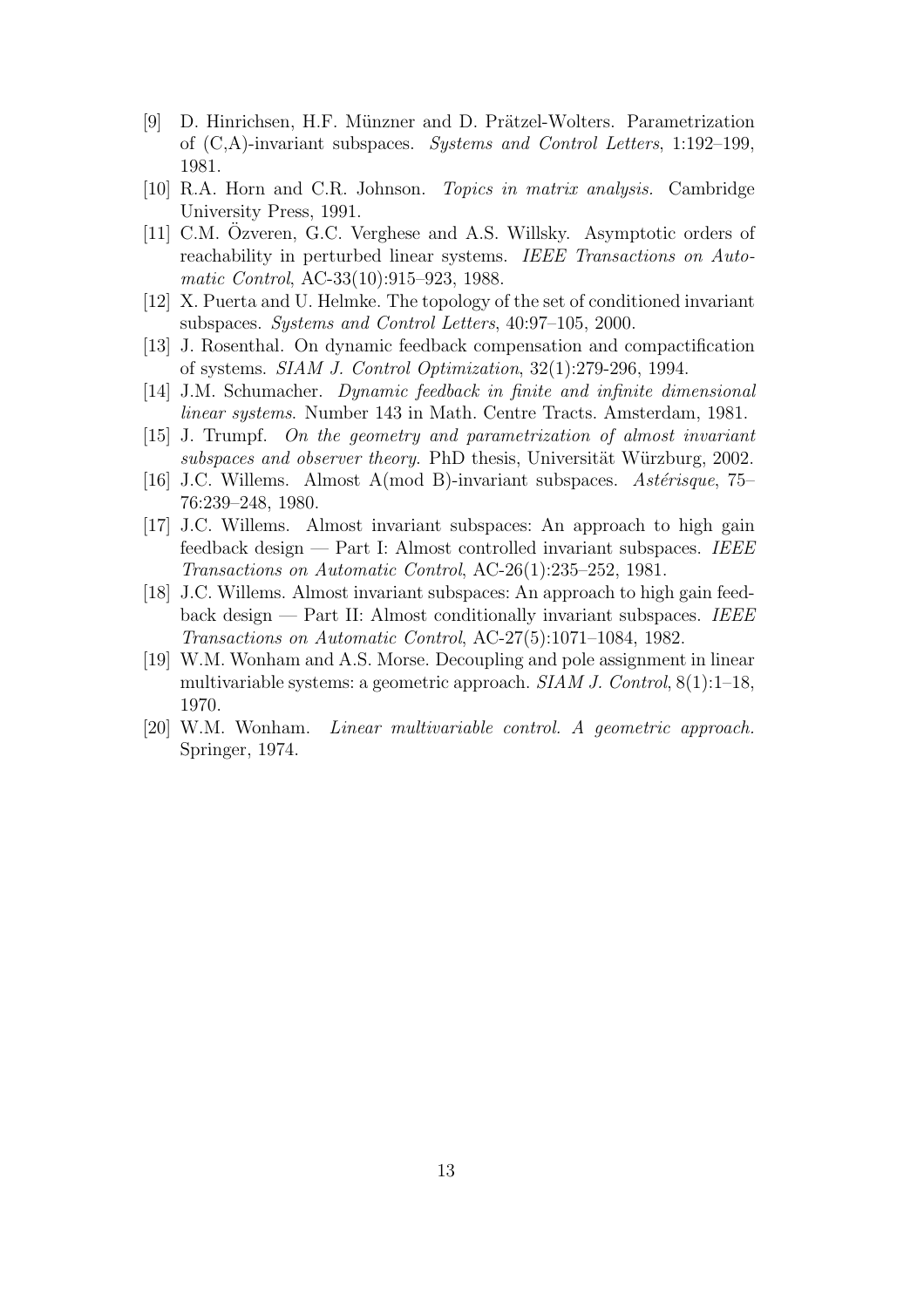[9] D. Hinrichsen, H.F. Münzner and D. Prätzel-Wolters. Parametrization of (C,A)-invariant subspaces. *Systems and Control Letters*, 1:192–199, 1981.

[10] R.A. Horn and C.R. Johnson. *Topics in matrix analysis.* Cambridge University Press, 1991.

[11] C.M. Özveren, G.C. Verghese and A.S. Willsky. Asymptotic orders of reachability in perturbed linear systems. *IEEE Transactions on Automatic Control*, AC-33(10):915–923, 1988.

[12] X. Puerta and U. Helmke. The topology of the set of conditioned invariant subspaces. *Systems and Control Letters*, 40:97–105, 2000.

[13] J. Rosenthal. On dynamic feedback compensation and compactification of systems. *SIAM J. Control Optimization*, 32(1):279-296, 1994.

[14] J.M. Schumacher. *Dynamic feedback in finite and infinite dimensional linear systems*. Number 143 in Math. Centre Tracts. Amsterdam, 1981.

[15] J. Trumpf. *On the geometry and parametrization of almost invariant subspaces and observer theory*. PhD thesis, Universität Würzburg, 2002.

[16] J.C. Willems. Almost A(mod B)-invariant subspaces. *Astérisque*, 75–76:239–248, 1980.

[17] J.C. Willems. Almost invariant subspaces: An approach to high gain feedback design — Part I: Almost controlled invariant subspaces. *IEEE Transactions on Automatic Control*, AC-26(1):235–252, 1981.

[18] J.C. Willems. Almost invariant subspaces: An approach to high gain feedback design — Part II: Almost conditionally invariant subspaces. *IEEE Transactions on Automatic Control*, AC-27(5):1071–1084, 1982.

[19] W.M. Wonham and A.S. Morse. Decoupling and pole assignment in linear multivariable systems: a geometric approach. *SIAM J. Control*, 8(1):1–18, 1970.

[20] W.M. Wonham. *Linear multivariable control. A geometric approach.* Springer, 1974.